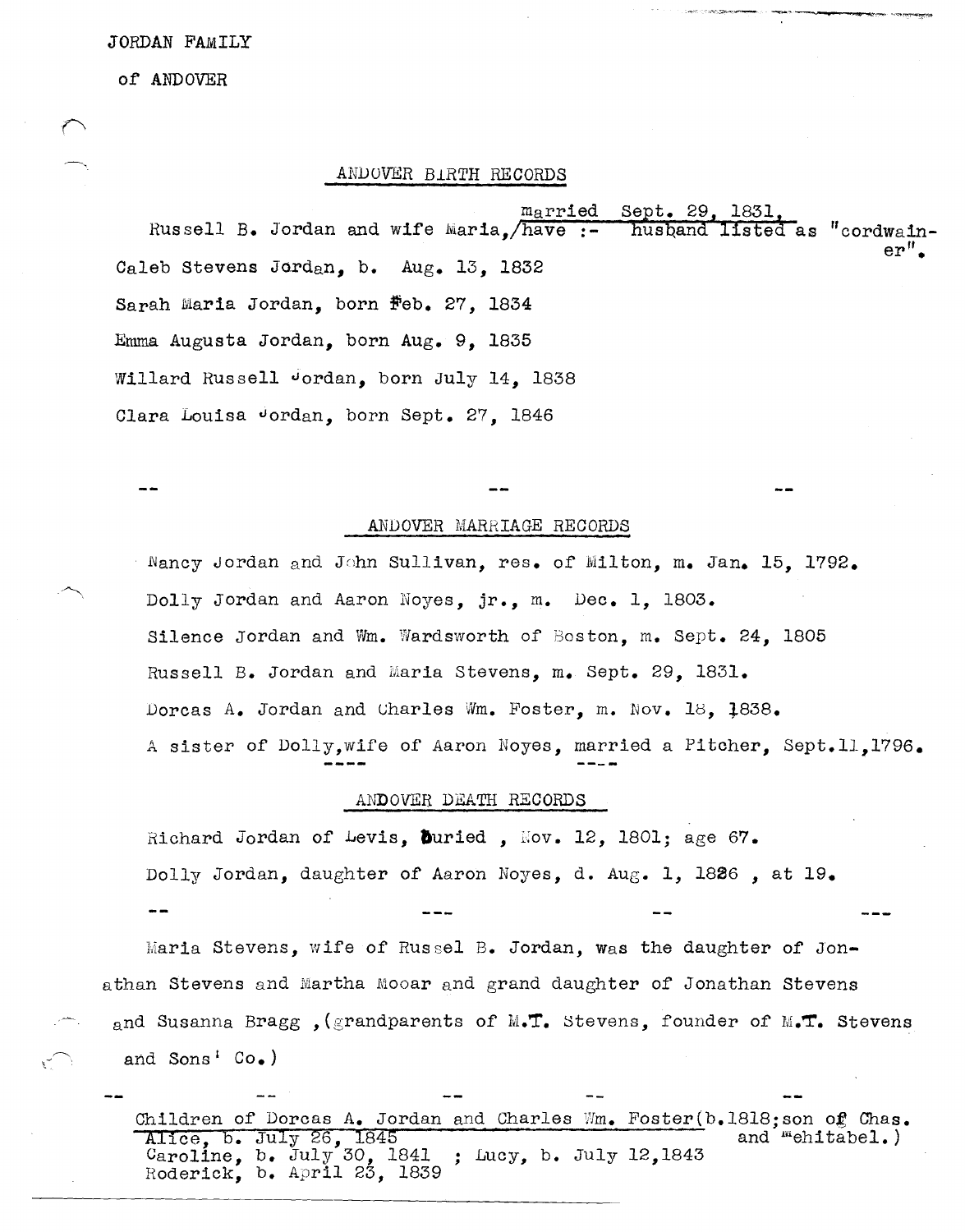JORDAN FAMILY

of ANDOVER

## ANDOVER BIRTH RECORDS

Russell B. Jordan and wife Maria, married Sept. 29, 1831, have :- husband listed as "cordwainer".

Caleb Stevens Jordan, b. Aug. 13, 1832

Sarah Maria Jordan, born Feb. 27, 1834

Emma Augusta Jordan, born Aug. 9, 1835

Willard Russell Jordan, born July 14, 1838

Clara Louisa Jordan, born Sept. 27, 1846

-- -- --

## ANDOVER MARRIAGE RECORDS

Nancy Jordan and John Sullivan, res. of Milton, m. Jan. 15, 1792.

Dolly Jordan and Aaron Noyes, jr., m. Dec. 1, 1803.

Silence Jordan and Wm. Wardsworth of Boston, m. Sept. 24, 1805

Russell B. Jordan and Maria Stevens, m. Sept. 29, 1831.

Dorcas A. Jordan and Charles Wm. Foster, m. Nov. 18, 1838.

A sister of Dolly, wife of Aaron Noyes, married a Pitcher, Sept. 11, 1796.

## ANDOVER DEATH RECORDS

Richard Jordan of Levis, buried , Nov. 12, 1801; age 67.

Dolly Jordan, daughter of Aaron Noyes, d. Aug. 1, 1826 , at 19.

-- --- -- ---

Maria Stevens, wife of Russel B. Jordan, was the daughter of Jonathan Stevens and Martha Mooar and grand daughter of Jonathan Stevens and Susanna Bragg ,(grandparents of M.T. Stevens, founder of M.T. Stevens and Sons' Co.)

-- -- -- -- --

Children of Dorcas A. Jordan and Charles Wm. Foster (b. 1818; son of Chas. and Mehitabel.)

Alice, b. July 26, 1845
Caroline, b. July 30, 1841 ; Lucy, b. July 12, 1843
Roderick, b. April 23, 1839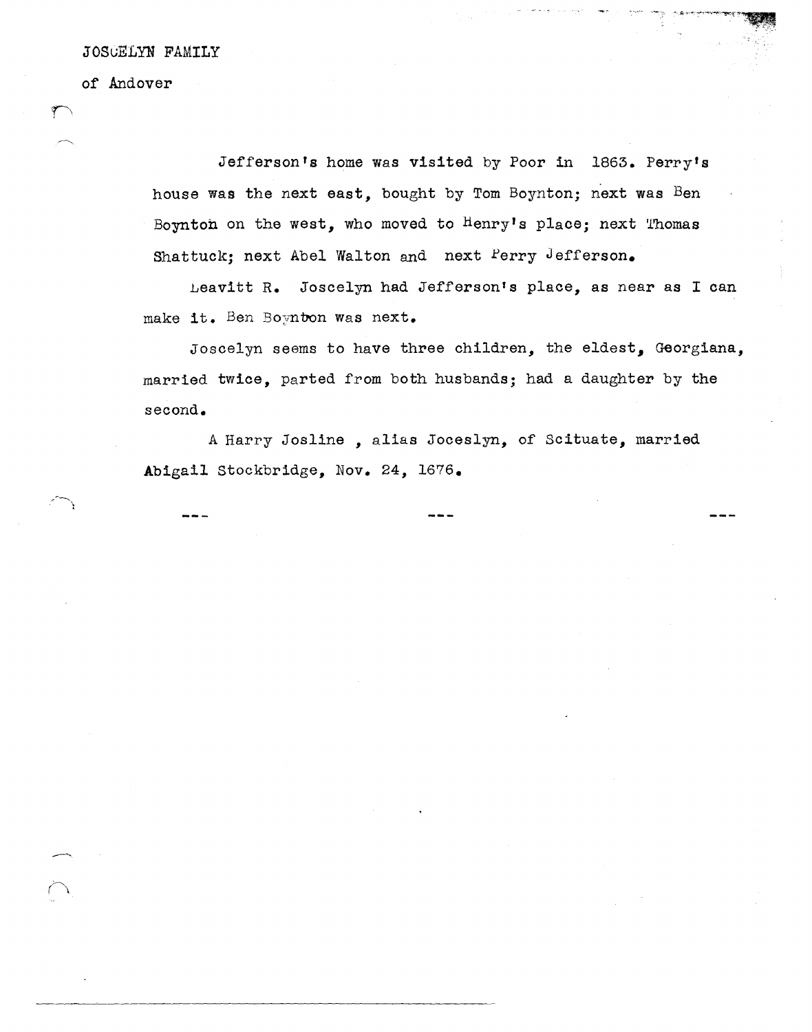JOSCELYN FAMILY

of Andover

Jefferson's home was visited by Poor in 1863. Perry's house was the next east, bought by Tom Boynton; next was Ben Boynton on the west, who moved to Henry's place; next Thomas Shattuck; next Abel Walton and next Perry Jefferson.

Leavitt R. Joscelyn had Jefferson's place, as near as I can make it. Ben Boynton was next.

Joscelyn seems to have three children, the eldest, Georgiana, married twice, parted from both husbands; had a daughter by the second.

A Harry Josline , alias Joceslyn, of Scituate, married Abigail Stockbridge, Nov. 24, 1676.

--- --- ---